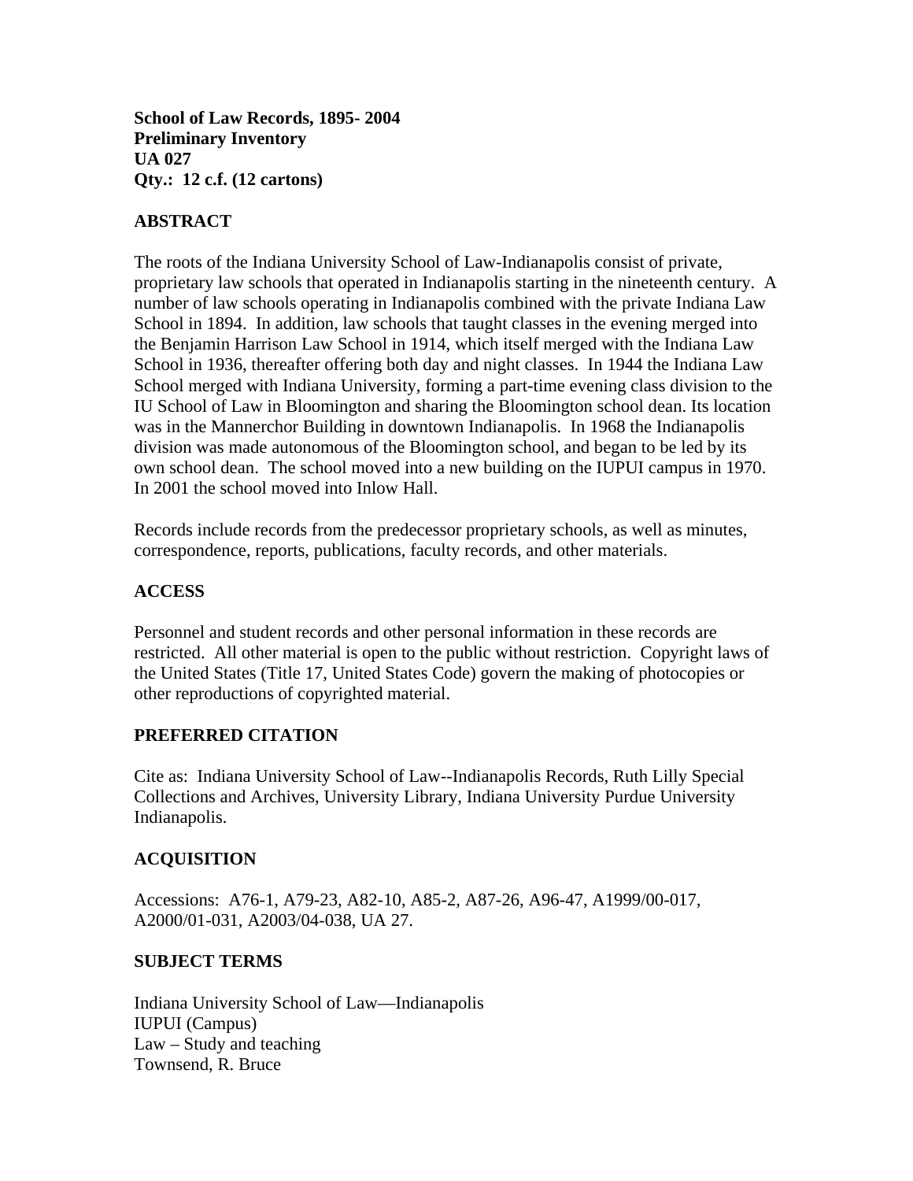**School of Law Records, 1895- 2004**
**Preliminary Inventory**
**UA 027**
**Qty.: 12 c.f. (12 cartons)**

## ABSTRACT

The roots of the Indiana University School of Law-Indianapolis consist of private, proprietary law schools that operated in Indianapolis starting in the nineteenth century. A number of law schools operating in Indianapolis combined with the private Indiana Law School in 1894. In addition, law schools that taught classes in the evening merged into the Benjamin Harrison Law School in 1914, which itself merged with the Indiana Law School in 1936, thereafter offering both day and night classes. In 1944 the Indiana Law School merged with Indiana University, forming a part-time evening class division to the IU School of Law in Bloomington and sharing the Bloomington school dean. Its location was in the Mannerchor Building in downtown Indianapolis. In 1968 the Indianapolis division was made autonomous of the Bloomington school, and began to be led by its own school dean. The school moved into a new building on the IUPUI campus in 1970. In 2001 the school moved into Inlow Hall.

Records include records from the predecessor proprietary schools, as well as minutes, correspondence, reports, publications, faculty records, and other materials.

## ACCESS

Personnel and student records and other personal information in these records are restricted. All other material is open to the public without restriction. Copyright laws of the United States (Title 17, United States Code) govern the making of photocopies or other reproductions of copyrighted material.

## PREFERRED CITATION

Cite as: Indiana University School of Law--Indianapolis Records, Ruth Lilly Special Collections and Archives, University Library, Indiana University Purdue University Indianapolis.

## ACQUISITION

Accessions: A76-1, A79-23, A82-10, A85-2, A87-26, A96-47, A1999/00-017, A2000/01-031, A2003/04-038, UA 27.

## SUBJECT TERMS

Indiana University School of Law—Indianapolis
IUPUI (Campus)
Law – Study and teaching
Townsend, R. Bruce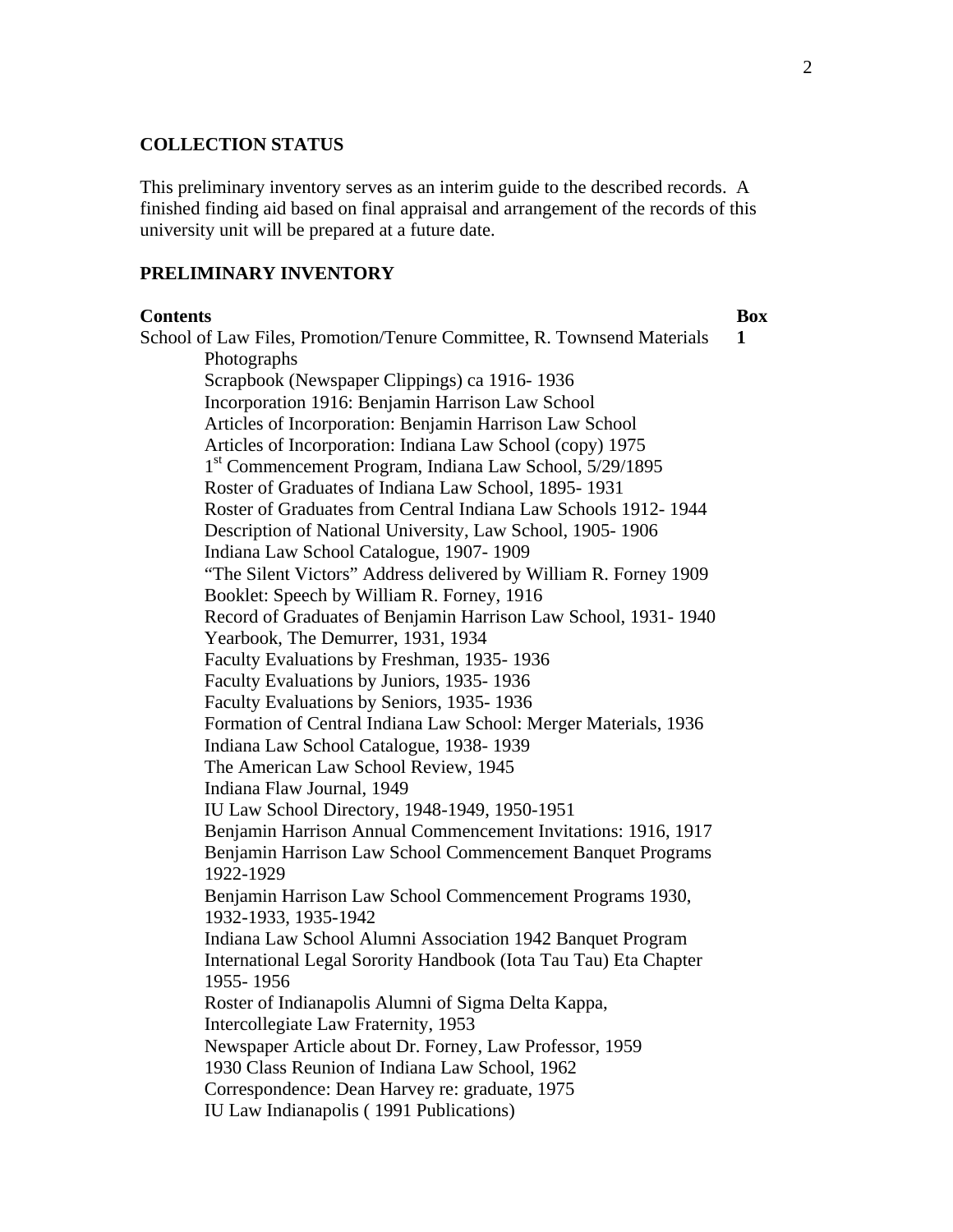**COLLECTION STATUS**

This preliminary inventory serves as an interim guide to the described records. A finished finding aid based on final appraisal and arrangement of the records of this university unit will be prepared at a future date.

**PRELIMINARY INVENTORY**

| **Contents** | **Box** |
|---|---|
| School of Law Files, Promotion/Tenure Committee, R. Townsend Materials | **1** |
| Photographs | |
| Scrapbook (Newspaper Clippings) ca 1916- 1936 | |
| Incorporation 1916: Benjamin Harrison Law School | |
| Articles of Incorporation: Benjamin Harrison Law School | |
| Articles of Incorporation: Indiana Law School (copy) 1975 | |
| 1st Commencement Program, Indiana Law School, 5/29/1895 | |
| Roster of Graduates of Indiana Law School, 1895- 1931 | |
| Roster of Graduates from Central Indiana Law Schools 1912- 1944 | |
| Description of National University, Law School, 1905- 1906 | |
| Indiana Law School Catalogue, 1907- 1909 | |
| "The Silent Victors" Address delivered by William R. Forney 1909 | |
| Booklet: Speech by William R. Forney, 1916 | |
| Record of Graduates of Benjamin Harrison Law School, 1931- 1940 | |
| Yearbook, The Demurrer, 1931, 1934 | |
| Faculty Evaluations by Freshman, 1935- 1936 | |
| Faculty Evaluations by Juniors, 1935- 1936 | |
| Faculty Evaluations by Seniors, 1935- 1936 | |
| Formation of Central Indiana Law School: Merger Materials, 1936 | |
| Indiana Law School Catalogue, 1938- 1939 | |
| The American Law School Review, 1945 | |
| Indiana Flaw Journal, 1949 | |
| IU Law School Directory, 1948-1949, 1950-1951 | |
| Benjamin Harrison Annual Commencement Invitations: 1916, 1917 | |
| Benjamin Harrison Law School Commencement Banquet Programs 1922-1929 | |
| Benjamin Harrison Law School Commencement Programs 1930, 1932-1933, 1935-1942 | |
| Indiana Law School Alumni Association 1942 Banquet Program | |
| International Legal Sorority Handbook (Iota Tau Tau) Eta Chapter 1955- 1956 | |
| Roster of Indianapolis Alumni of Sigma Delta Kappa, Intercollegiate Law Fraternity, 1953 | |
| Newspaper Article about Dr. Forney, Law Professor, 1959 | |
| 1930 Class Reunion of Indiana Law School, 1962 | |
| Correspondence: Dean Harvey re: graduate, 1975 | |
| IU Law Indianapolis ( 1991 Publications) | |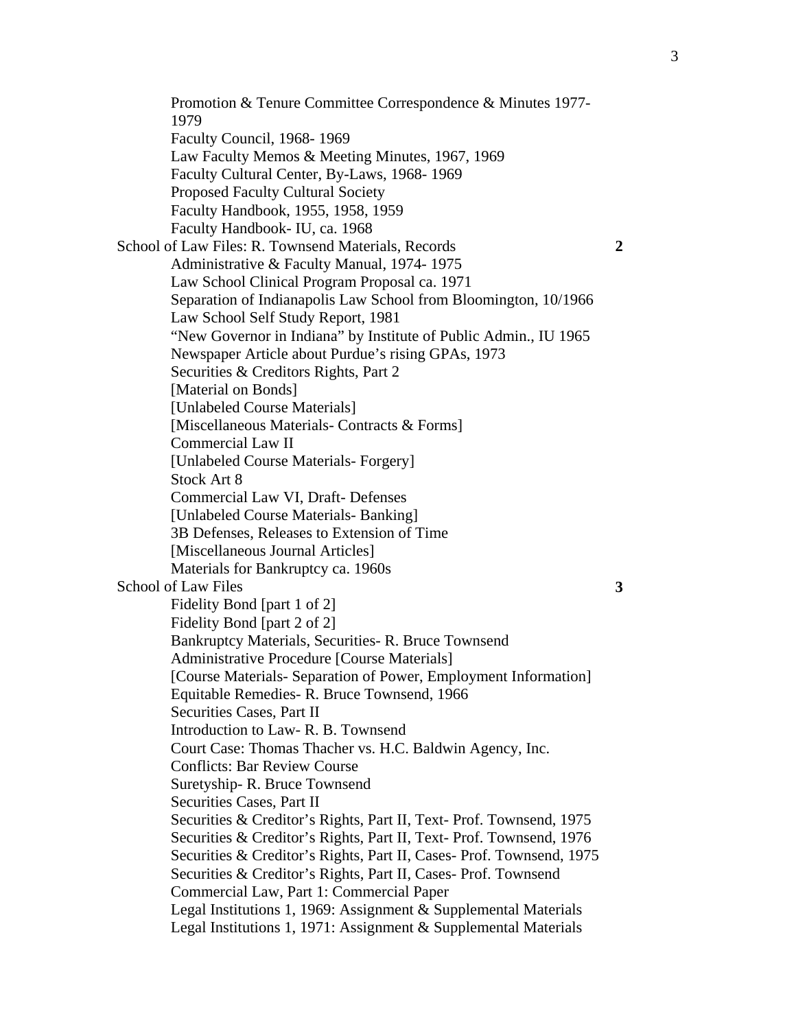Promotion & Tenure Committee Correspondence & Minutes 1977-1979
Faculty Council, 1968- 1969
Law Faculty Memos & Meeting Minutes, 1967, 1969
Faculty Cultural Center, By-Laws, 1968- 1969
Proposed Faculty Cultural Society
Faculty Handbook, 1955, 1958, 1959
Faculty Handbook- IU, ca. 1968

School of Law Files: R. Townsend Materials, Records **2**

Administrative & Faculty Manual, 1974- 1975
Law School Clinical Program Proposal ca. 1971
Separation of Indianapolis Law School from Bloomington, 10/1966
Law School Self Study Report, 1981
"New Governor in Indiana" by Institute of Public Admin., IU 1965
Newspaper Article about Purdue's rising GPAs, 1973
Securities & Creditors Rights, Part 2
[Material on Bonds]
[Unlabeled Course Materials]
[Miscellaneous Materials- Contracts & Forms]
Commercial Law II
[Unlabeled Course Materials- Forgery]
Stock Art 8
Commercial Law VI, Draft- Defenses
[Unlabeled Course Materials- Banking]
3B Defenses, Releases to Extension of Time
[Miscellaneous Journal Articles]
Materials for Bankruptcy ca. 1960s

School of Law Files **3**

Fidelity Bond [part 1 of 2]
Fidelity Bond [part 2 of 2]
Bankruptcy Materials, Securities- R. Bruce Townsend
Administrative Procedure [Course Materials]
[Course Materials- Separation of Power, Employment Information]
Equitable Remedies- R. Bruce Townsend, 1966
Securities Cases, Part II
Introduction to Law- R. B. Townsend
Court Case: Thomas Thacher vs. H.C. Baldwin Agency, Inc.
Conflicts: Bar Review Course
Suretyship- R. Bruce Townsend
Securities Cases, Part II
Securities & Creditor's Rights, Part II, Text- Prof. Townsend, 1975
Securities & Creditor's Rights, Part II, Text- Prof. Townsend, 1976
Securities & Creditor's Rights, Part II, Cases- Prof. Townsend, 1975
Securities & Creditor's Rights, Part II, Cases- Prof. Townsend
Commercial Law, Part 1: Commercial Paper
Legal Institutions 1, 1969: Assignment & Supplemental Materials
Legal Institutions 1, 1971: Assignment & Supplemental Materials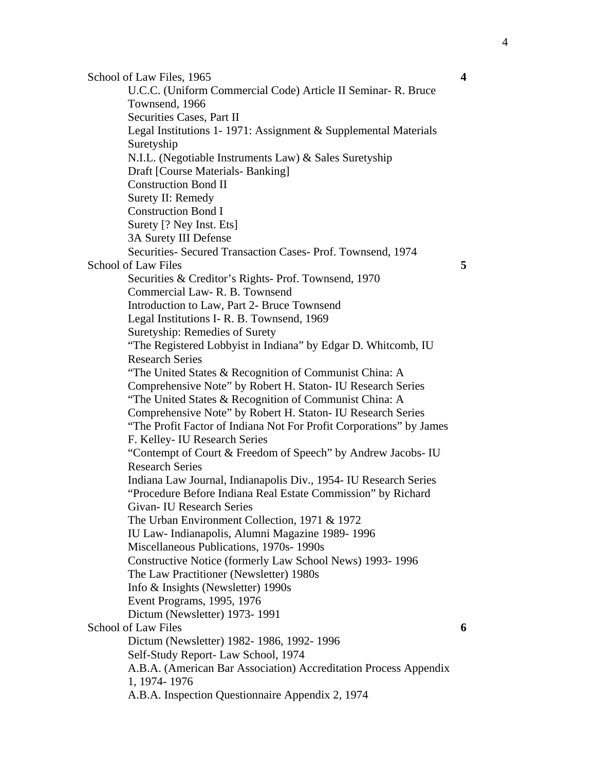School of Law Files, 1965 **4**

- U.C.C. (Uniform Commercial Code) Article II Seminar- R. Bruce Townsend, 1966
- Securities Cases, Part II
- Legal Institutions 1- 1971: Assignment & Supplemental Materials
- Suretyship
- N.I.L. (Negotiable Instruments Law) & Sales Suretyship
- Draft [Course Materials- Banking]
- Construction Bond II
- Surety II: Remedy
- Construction Bond I
- Surety [? Ney Inst. Ets]
- 3A Surety III Defense
- Securities- Secured Transaction Cases- Prof. Townsend, 1974

School of Law Files **5**

- Securities & Creditor's Rights- Prof. Townsend, 1970
- Commercial Law- R. B. Townsend
- Introduction to Law, Part 2- Bruce Townsend
- Legal Institutions I- R. B. Townsend, 1969
- Suretyship: Remedies of Surety
- "The Registered Lobbyist in Indiana" by Edgar D. Whitcomb, IU Research Series
- "The United States & Recognition of Communist China: A Comprehensive Note" by Robert H. Staton- IU Research Series
- "The United States & Recognition of Communist China: A Comprehensive Note" by Robert H. Staton- IU Research Series
- "The Profit Factor of Indiana Not For Profit Corporations" by James F. Kelley- IU Research Series
- "Contempt of Court & Freedom of Speech" by Andrew Jacobs- IU Research Series
- Indiana Law Journal, Indianapolis Div., 1954- IU Research Series
- "Procedure Before Indiana Real Estate Commission" by Richard Givan- IU Research Series
- The Urban Environment Collection, 1971 & 1972
- IU Law- Indianapolis, Alumni Magazine 1989- 1996
- Miscellaneous Publications, 1970s- 1990s
- Constructive Notice (formerly Law School News) 1993- 1996
- The Law Practitioner (Newsletter) 1980s
- Info & Insights (Newsletter) 1990s
- Event Programs, 1995, 1976
- Dictum (Newsletter) 1973- 1991

School of Law Files **6**

- Dictum (Newsletter) 1982- 1986, 1992- 1996
- Self-Study Report- Law School, 1974
- A.B.A. (American Bar Association) Accreditation Process Appendix 1, 1974- 1976
- A.B.A. Inspection Questionnaire Appendix 2, 1974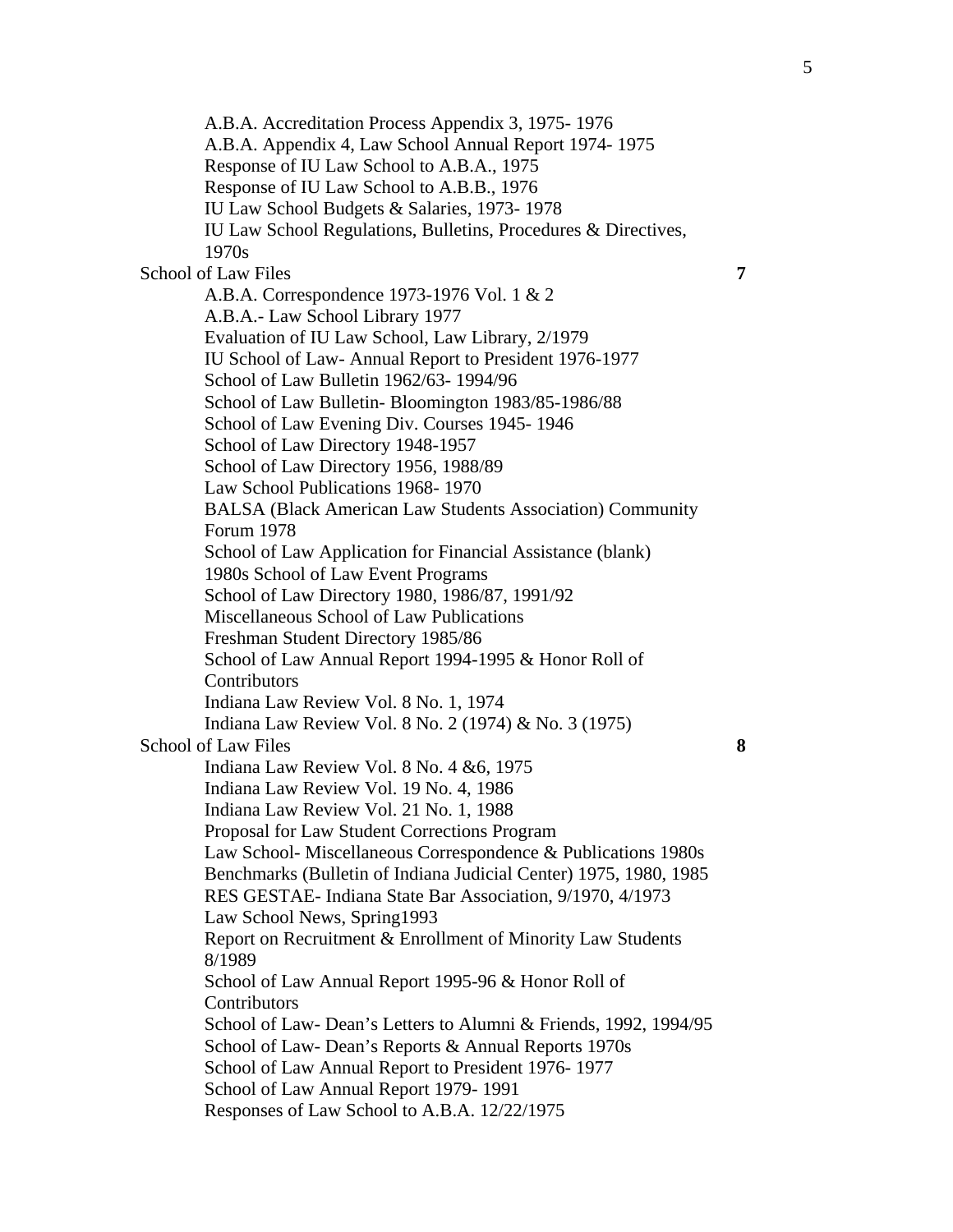A.B.A. Accreditation Process Appendix 3, 1975- 1976
A.B.A. Appendix 4, Law School Annual Report 1974- 1975
Response of IU Law School to A.B.A., 1975
Response of IU Law School to A.B.B., 1976
IU Law School Budgets & Salaries, 1973- 1978
IU Law School Regulations, Bulletins, Procedures & Directives, 1970s

School of Law Files **7**

A.B.A. Correspondence 1973-1976 Vol. 1 & 2
A.B.A.- Law School Library 1977
Evaluation of IU Law School, Law Library, 2/1979
IU School of Law- Annual Report to President 1976-1977
School of Law Bulletin 1962/63- 1994/96
School of Law Bulletin- Bloomington 1983/85-1986/88
School of Law Evening Div. Courses 1945- 1946
School of Law Directory 1948-1957
School of Law Directory 1956, 1988/89
Law School Publications 1968- 1970
BALSA (Black American Law Students Association) Community Forum 1978
School of Law Application for Financial Assistance (blank)
1980s School of Law Event Programs
School of Law Directory 1980, 1986/87, 1991/92
Miscellaneous School of Law Publications
Freshman Student Directory 1985/86
School of Law Annual Report 1994-1995 & Honor Roll of Contributors
Indiana Law Review Vol. 8 No. 1, 1974
Indiana Law Review Vol. 8 No. 2 (1974) & No. 3 (1975)

School of Law Files **8**

Indiana Law Review Vol. 8 No. 4 &6, 1975
Indiana Law Review Vol. 19 No. 4, 1986
Indiana Law Review Vol. 21 No. 1, 1988
Proposal for Law Student Corrections Program
Law School- Miscellaneous Correspondence & Publications 1980s
Benchmarks (Bulletin of Indiana Judicial Center) 1975, 1980, 1985
RES GESTAE- Indiana State Bar Association, 9/1970, 4/1973
Law School News, Spring1993
Report on Recruitment & Enrollment of Minority Law Students 8/1989
School of Law Annual Report 1995-96 & Honor Roll of Contributors
School of Law- Dean's Letters to Alumni & Friends, 1992, 1994/95
School of Law- Dean's Reports & Annual Reports 1970s
School of Law Annual Report to President 1976- 1977
School of Law Annual Report 1979- 1991
Responses of Law School to A.B.A. 12/22/1975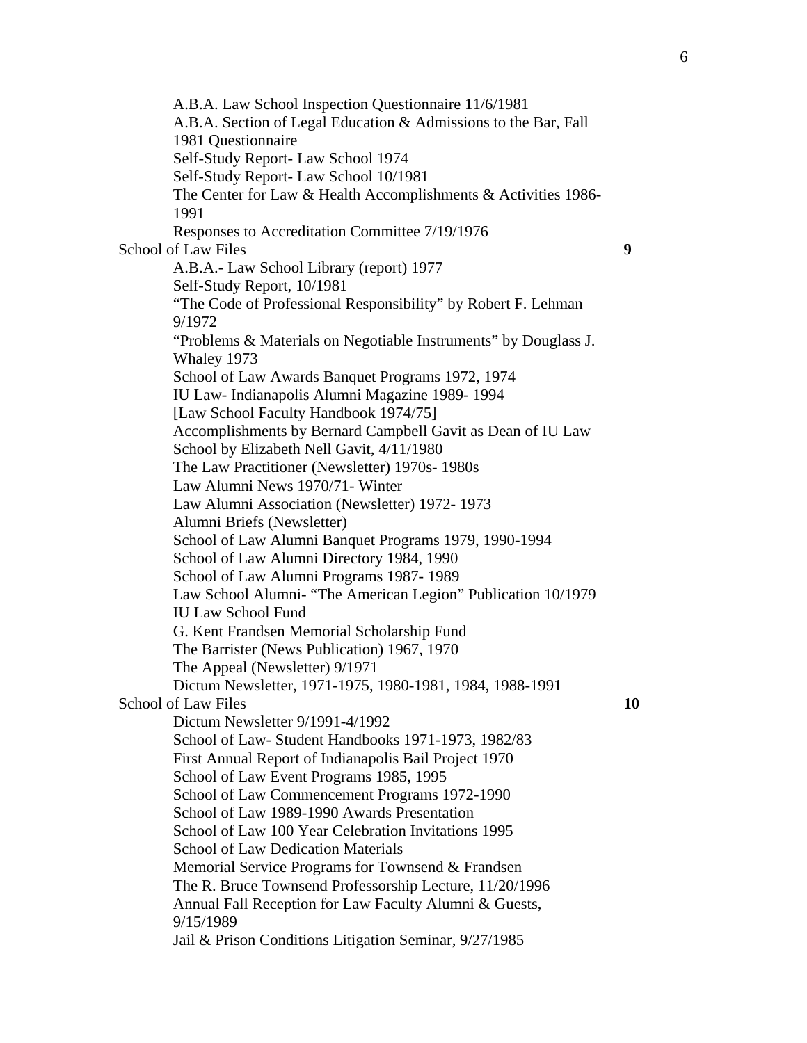A.B.A. Law School Inspection Questionnaire 11/6/1981
A.B.A. Section of Legal Education & Admissions to the Bar, Fall 1981 Questionnaire
Self-Study Report- Law School 1974
Self-Study Report- Law School 10/1981
The Center for Law & Health Accomplishments & Activities 1986-1991
Responses to Accreditation Committee 7/19/1976

School of Law Files **9**

A.B.A.- Law School Library (report) 1977
Self-Study Report, 10/1981
"The Code of Professional Responsibility" by Robert F. Lehman 9/1972
"Problems & Materials on Negotiable Instruments" by Douglass J. Whaley 1973
School of Law Awards Banquet Programs 1972, 1974
IU Law- Indianapolis Alumni Magazine 1989- 1994
[Law School Faculty Handbook 1974/75]
Accomplishments by Bernard Campbell Gavit as Dean of IU Law School by Elizabeth Nell Gavit, 4/11/1980
The Law Practitioner (Newsletter) 1970s- 1980s
Law Alumni News 1970/71- Winter
Law Alumni Association (Newsletter) 1972- 1973
Alumni Briefs (Newsletter)
School of Law Alumni Banquet Programs 1979, 1990-1994
School of Law Alumni Directory 1984, 1990
School of Law Alumni Programs 1987- 1989
Law School Alumni- "The American Legion" Publication 10/1979
IU Law School Fund
G. Kent Frandsen Memorial Scholarship Fund
The Barrister (News Publication) 1967, 1970
The Appeal (Newsletter) 9/1971
Dictum Newsletter, 1971-1975, 1980-1981, 1984, 1988-1991

School of Law Files **10**

Dictum Newsletter 9/1991-4/1992
School of Law- Student Handbooks 1971-1973, 1982/83
First Annual Report of Indianapolis Bail Project 1970
School of Law Event Programs 1985, 1995
School of Law Commencement Programs 1972-1990
School of Law 1989-1990 Awards Presentation
School of Law 100 Year Celebration Invitations 1995
School of Law Dedication Materials
Memorial Service Programs for Townsend & Frandsen
The R. Bruce Townsend Professorship Lecture, 11/20/1996
Annual Fall Reception for Law Faculty Alumni & Guests, 9/15/1989
Jail & Prison Conditions Litigation Seminar, 9/27/1985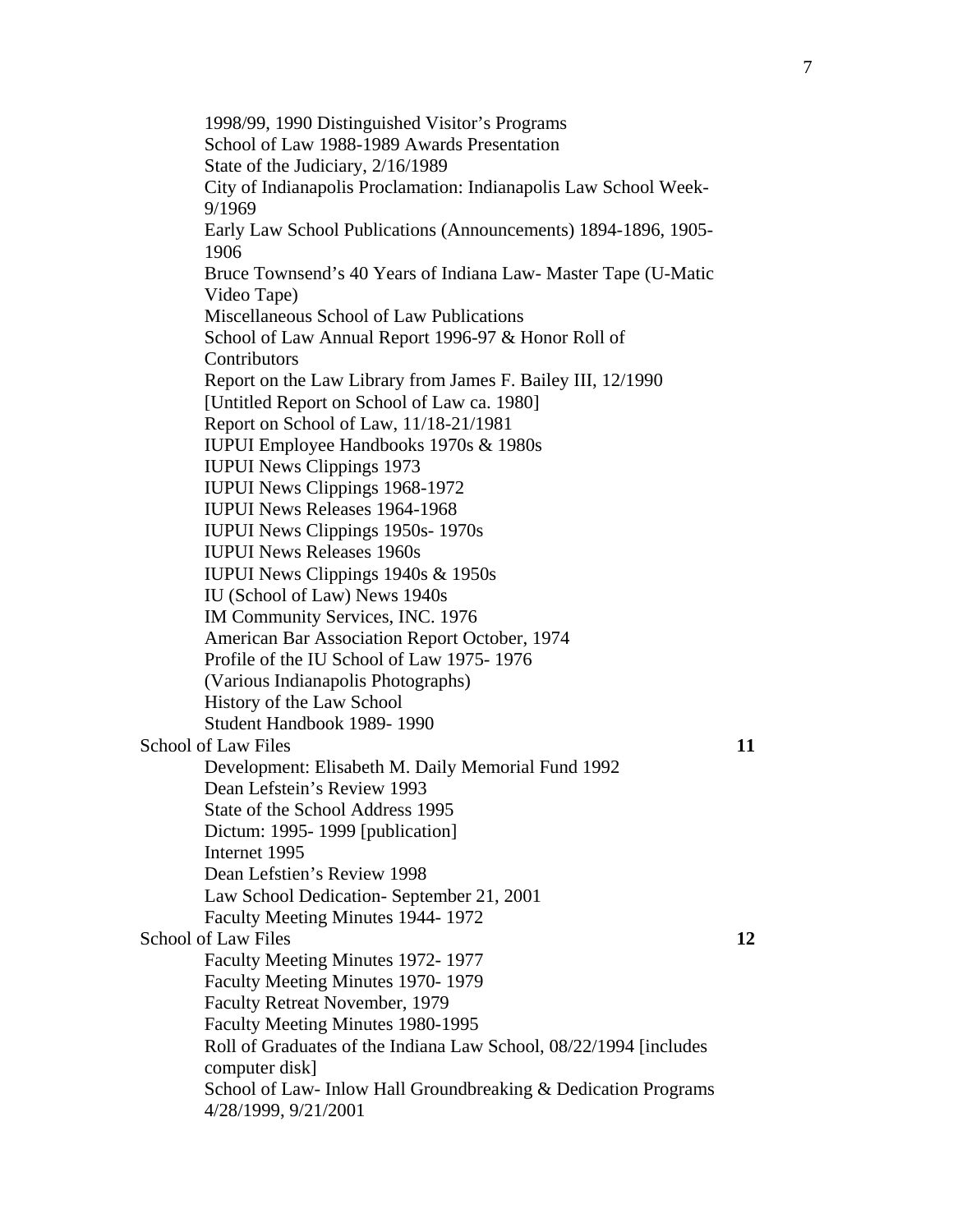- 1998/99, 1990 Distinguished Visitor's Programs
- School of Law 1988-1989 Awards Presentation
- State of the Judiciary, 2/16/1989
- City of Indianapolis Proclamation: Indianapolis Law School Week- 9/1969
- Early Law School Publications (Announcements) 1894-1896, 1905- 1906
- Bruce Townsend's 40 Years of Indiana Law- Master Tape (U-Matic Video Tape)
- Miscellaneous School of Law Publications
- School of Law Annual Report 1996-97 & Honor Roll of Contributors
- Report on the Law Library from James F. Bailey III, 12/1990
- [Untitled Report on School of Law ca. 1980]
- Report on School of Law, 11/18-21/1981
- IUPUI Employee Handbooks 1970s & 1980s
- IUPUI News Clippings 1973
- IUPUI News Clippings 1968-1972
- IUPUI News Releases 1964-1968
- IUPUI News Clippings 1950s- 1970s
- IUPUI News Releases 1960s
- IUPUI News Clippings 1940s & 1950s
- IU (School of Law) News 1940s
- IM Community Services, INC. 1976
- American Bar Association Report October, 1974
- Profile of the IU School of Law 1975- 1976
- (Various Indianapolis Photographs)
- History of the Law School
- Student Handbook 1989- 1990

School of Law Files **11**

- Development: Elisabeth M. Daily Memorial Fund 1992
- Dean Lefstein's Review 1993
- State of the School Address 1995
- Dictum: 1995- 1999 [publication]
- Internet 1995
- Dean Lefstien's Review 1998
- Law School Dedication- September 21, 2001
- Faculty Meeting Minutes 1944- 1972

School of Law Files **12**

- Faculty Meeting Minutes 1972- 1977
- Faculty Meeting Minutes 1970- 1979
- Faculty Retreat November, 1979
- Faculty Meeting Minutes 1980-1995
- Roll of Graduates of the Indiana Law School, 08/22/1994 [includes computer disk]
- School of Law- Inlow Hall Groundbreaking & Dedication Programs 4/28/1999, 9/21/2001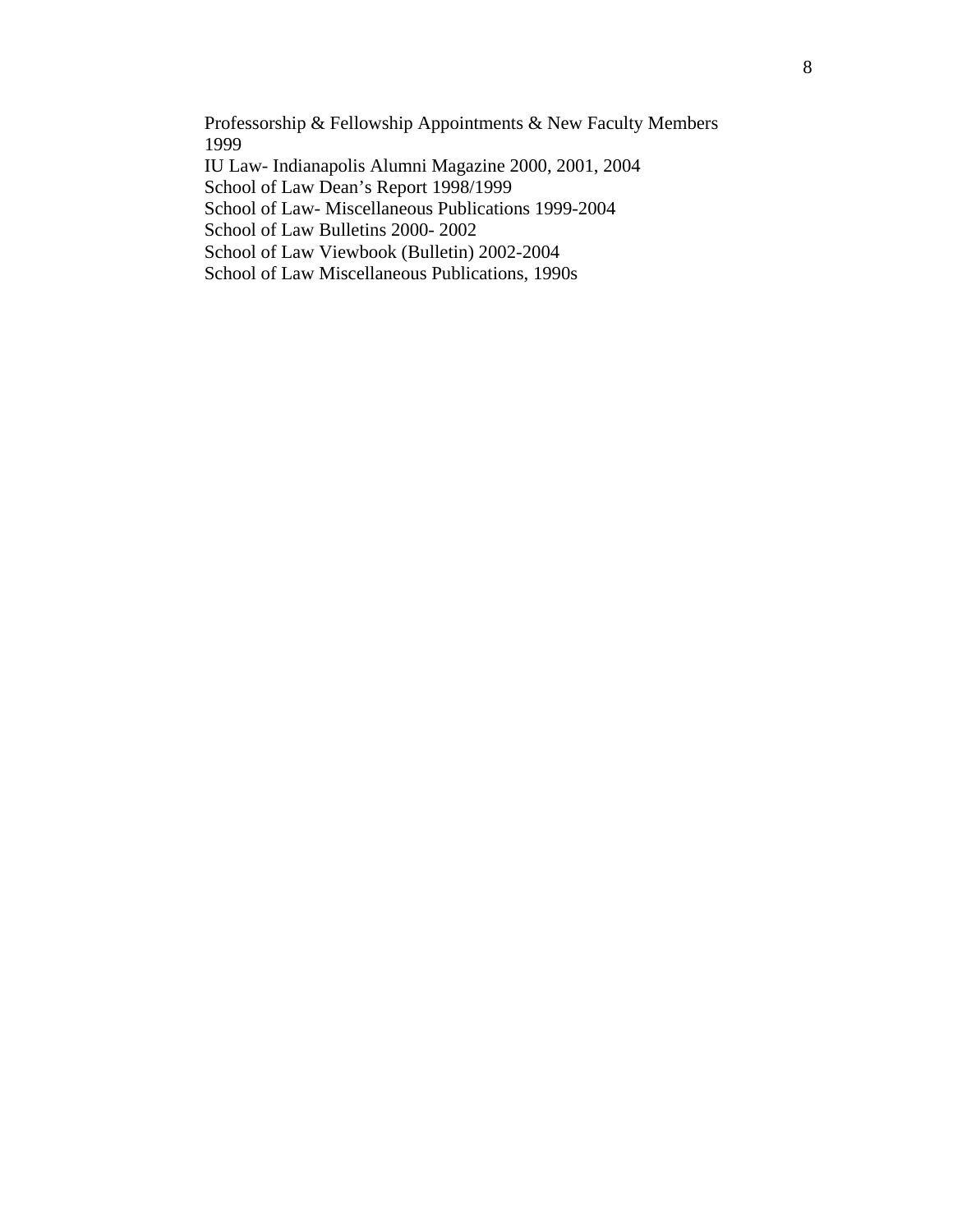Professorship & Fellowship Appointments & New Faculty Members 1999

IU Law- Indianapolis Alumni Magazine 2000, 2001, 2004

School of Law Dean's Report 1998/1999

School of Law- Miscellaneous Publications 1999-2004

School of Law Bulletins 2000- 2002

School of Law Viewbook (Bulletin) 2002-2004

School of Law Miscellaneous Publications, 1990s